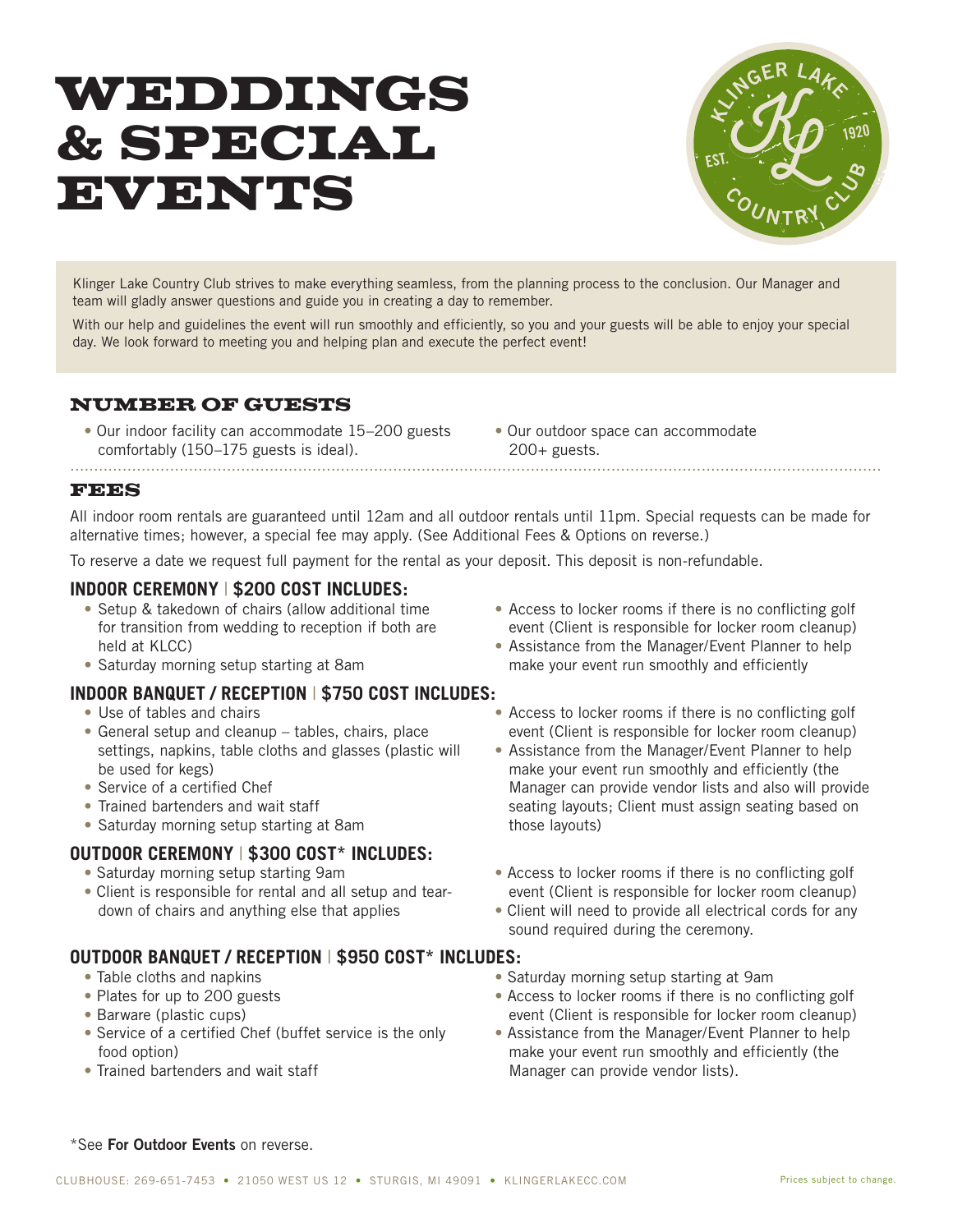# WEDDINGS & SPECIAL EVENTS

Klinger Lake Country Club strives to make everything seamless, from the planning process to the conclusion. Our Manager and team will gladly answer questions and guide you in creating a day to remember.

With our help and guidelines the event will run smoothly and efficiently, so you and your guests will be able to enjoy your special day. We look forward to meeting you and helping plan and execute the perfect event!

## NUMBER OF GUESTS

- Our indoor facility can accommodate 15–200 guests comfortably (150–175 guests is ideal).
- Our outdoor space can accommodate 200+ guests.

## FEES

All indoor room rentals are guaranteed until 12am and all outdoor rentals until 11pm. Special requests can be made for alternative times; however, a special fee may apply. (See Additional Fees & Options on reverse.)

To reserve a date we request full payment for the rental as your deposit. This deposit is non-refundable.

### INDOOR CEREMONY | $200 COST INCLUDES:

- Setup & takedown of chairs (allow additional time for transition from wedding to reception if both are held at KLCC)
- Saturday morning setup starting at 8am
- Access to locker rooms if there is no conflicting golf event (Client is responsible for locker room cleanup)
- Assistance from the Manager/Event Planner to help make your event run smoothly and efficiently

### INDOOR BANQUET / RECEPTION | $750 COST INCLUDES:

- Use of tables and chairs
- General setup and cleanup – tables, chairs, place settings, napkins, table cloths and glasses (plastic will be used for kegs)
- Service of a certified Chef
- Trained bartenders and wait staff
- Saturday morning setup starting at 8am
- Access to locker rooms if there is no conflicting golf event (Client is responsible for locker room cleanup)
- Assistance from the Manager/Event Planner to help make your event run smoothly and efficiently (the Manager can provide vendor lists and also will provide seating layouts; Client must assign seating based on those layouts)

### OUTDOOR CEREMONY | $300 COST* INCLUDES:

- Saturday morning setup starting 9am
- Client is responsible for rental and all setup and tear-down of chairs and anything else that applies
- Access to locker rooms if there is no conflicting golf event (Client is responsible for locker room cleanup)
- Client will need to provide all electrical cords for any sound required during the ceremony.

### OUTDOOR BANQUET / RECEPTION | $950 COST* INCLUDES:

- Table cloths and napkins
- Plates for up to 200 guests
- Barware (plastic cups)
- Service of a certified Chef (buffet service is the only food option)
- Trained bartenders and wait staff
- Saturday morning setup starting at 9am
- Access to locker rooms if there is no conflicting golf event (Client is responsible for locker room cleanup)
- Assistance from the Manager/Event Planner to help make your event run smoothly and efficiently (the Manager can provide vendor lists).

*See **For Outdoor Events** on reverse.

CLUBHOUSE: 269-651-7453 • 21050 WEST US 12 • STURGIS, MI 49091 • KLINGERLAKECC.COM

Prices subject to change.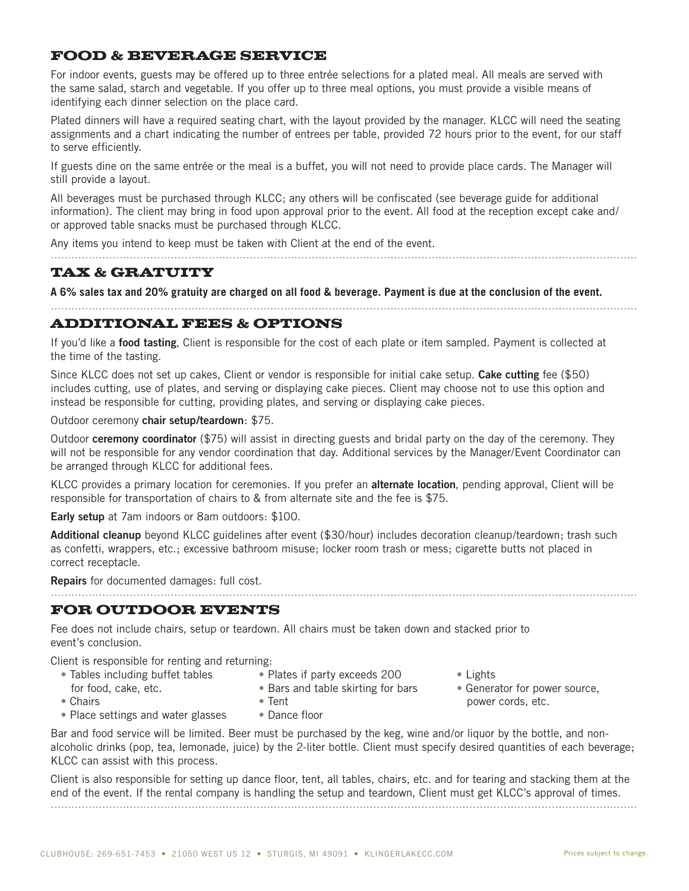## FOOD & BEVERAGE SERVICE

For indoor events, guests may be offered up to three entrée selections for a plated meal. All meals are served with the same salad, starch and vegetable. If you offer up to three meal options, you must provide a visible means of identifying each dinner selection on the place card.

Plated dinners will have a required seating chart, with the layout provided by the manager. KLCC will need the seating assignments and a chart indicating the number of entrees per table, provided 72 hours prior to the event, for our staff to serve efficiently.

If guests dine on the same entrée or the meal is a buffet, you will not need to provide place cards. The Manager will still provide a layout.

All beverages must be purchased through KLCC; any others will be confiscated (see beverage guide for additional information). The client may bring in food upon approval prior to the event. All food at the reception except cake and/or approved table snacks must be purchased through KLCC.

Any items you intend to keep must be taken with Client at the end of the event.

## TAX & GRATUITY

**A 6% sales tax and 20% gratuity are charged on all food & beverage. Payment is due at the conclusion of the event.**

## ADDITIONAL FEES & OPTIONS

If you'd like a **food tasting**, Client is responsible for the cost of each plate or item sampled. Payment is collected at the time of the tasting.

Since KLCC does not set up cakes, Client or vendor is responsible for initial cake setup. **Cake cutting** fee ($50) includes cutting, use of plates, and serving or displaying cake pieces. Client may choose not to use this option and instead be responsible for cutting, providing plates, and serving or displaying cake pieces.

Outdoor ceremony **chair setup/teardown**: $75.

Outdoor **ceremony coordinator** ($75) will assist in directing guests and bridal party on the day of the ceremony. They will not be responsible for any vendor coordination that day. Additional services by the Manager/Event Coordinator can be arranged through KLCC for additional fees.

KLCC provides a primary location for ceremonies. If you prefer an **alternate location**, pending approval, Client will be responsible for transportation of chairs to & from alternate site and the fee is $75.

**Early setup** at 7am indoors or 8am outdoors: $100.

**Additional cleanup** beyond KLCC guidelines after event ($30/hour) includes decoration cleanup/teardown; trash such as confetti, wrappers, etc.; excessive bathroom misuse; locker room trash or mess; cigarette butts not placed in correct receptacle.

**Repairs** for documented damages: full cost.

## FOR OUTDOOR EVENTS

Fee does not include chairs, setup or teardown. All chairs must be taken down and stacked prior to event's conclusion.

Client is responsible for renting and returning:

- Tables including buffet tables for food, cake, etc.
- Chairs
- Place settings and water glasses
- Plates if party exceeds 200
- Bars and table skirting for bars
- Tent
- Dance floor
- Lights
- Generator for power source, power cords, etc.

Bar and food service will be limited. Beer must be purchased by the keg, wine and/or liquor by the bottle, and non-alcoholic drinks (pop, tea, lemonade, juice) by the 2-liter bottle. Client must specify desired quantities of each beverage; KLCC can assist with this process.

Client is also responsible for setting up dance floor, tent, all tables, chairs, etc. and for tearing and stacking them at the end of the event. If the rental company is handling the setup and teardown, Client must get KLCC's approval of times.

Prices subject to change.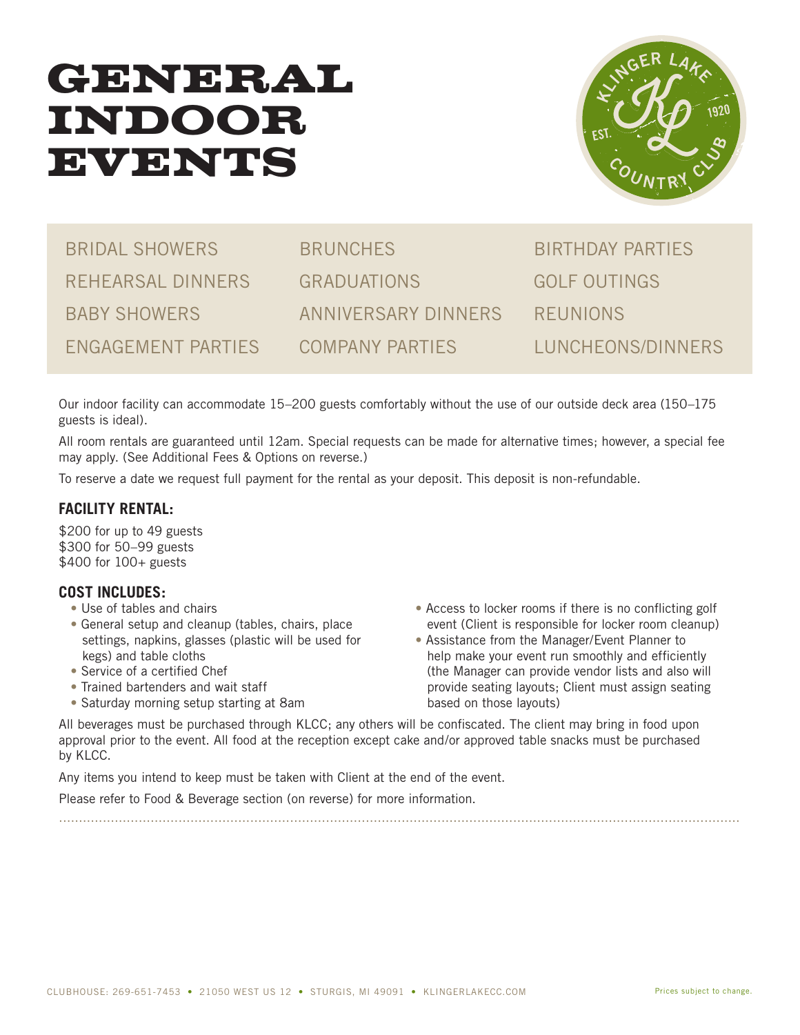# GENERAL INDOOR EVENTS

| | | |
|---|---|---|
| BRIDAL SHOWERS | BRUNCHES | BIRTHDAY PARTIES |
| REHEARSAL DINNERS | GRADUATIONS | GOLF OUTINGS |
| BABY SHOWERS | ANNIVERSARY DINNERS | REUNIONS |
| ENGAGEMENT PARTIES | COMPANY PARTIES | LUNCHEONS/DINNERS |

Our indoor facility can accommodate 15–200 guests comfortably without the use of our outside deck area (150–175 guests is ideal).

All room rentals are guaranteed until 12am. Special requests can be made for alternative times; however, a special fee may apply. (See Additional Fees & Options on reverse.)

To reserve a date we request full payment for the rental as your deposit. This deposit is non-refundable.

**FACILITY RENTAL:**

$200 for up to 49 guests
$300 for 50–99 guests
$400 for 100+ guests

**COST INCLUDES:**

- Use of tables and chairs
- General setup and cleanup (tables, chairs, place settings, napkins, glasses (plastic will be used for kegs) and table cloths
- Service of a certified Chef
- Trained bartenders and wait staff
- Saturday morning setup starting at 8am
- Access to locker rooms if there is no conflicting golf event (Client is responsible for locker room cleanup)
- Assistance from the Manager/Event Planner to help make your event run smoothly and efficiently (the Manager can provide vendor lists and also will provide seating layouts; Client must assign seating based on those layouts)

All beverages must be purchased through KLCC; any others will be confiscated. The client may bring in food upon approval prior to the event. All food at the reception except cake and/or approved table snacks must be purchased by KLCC.

Any items you intend to keep must be taken with Client at the end of the event.

Please refer to Food & Beverage section (on reverse) for more information.

CLUBHOUSE: 269-651-7453 • 21050 WEST US 12 • STURGIS, MI 49091 • KLINGERLAKECC.COM

Prices subject to change.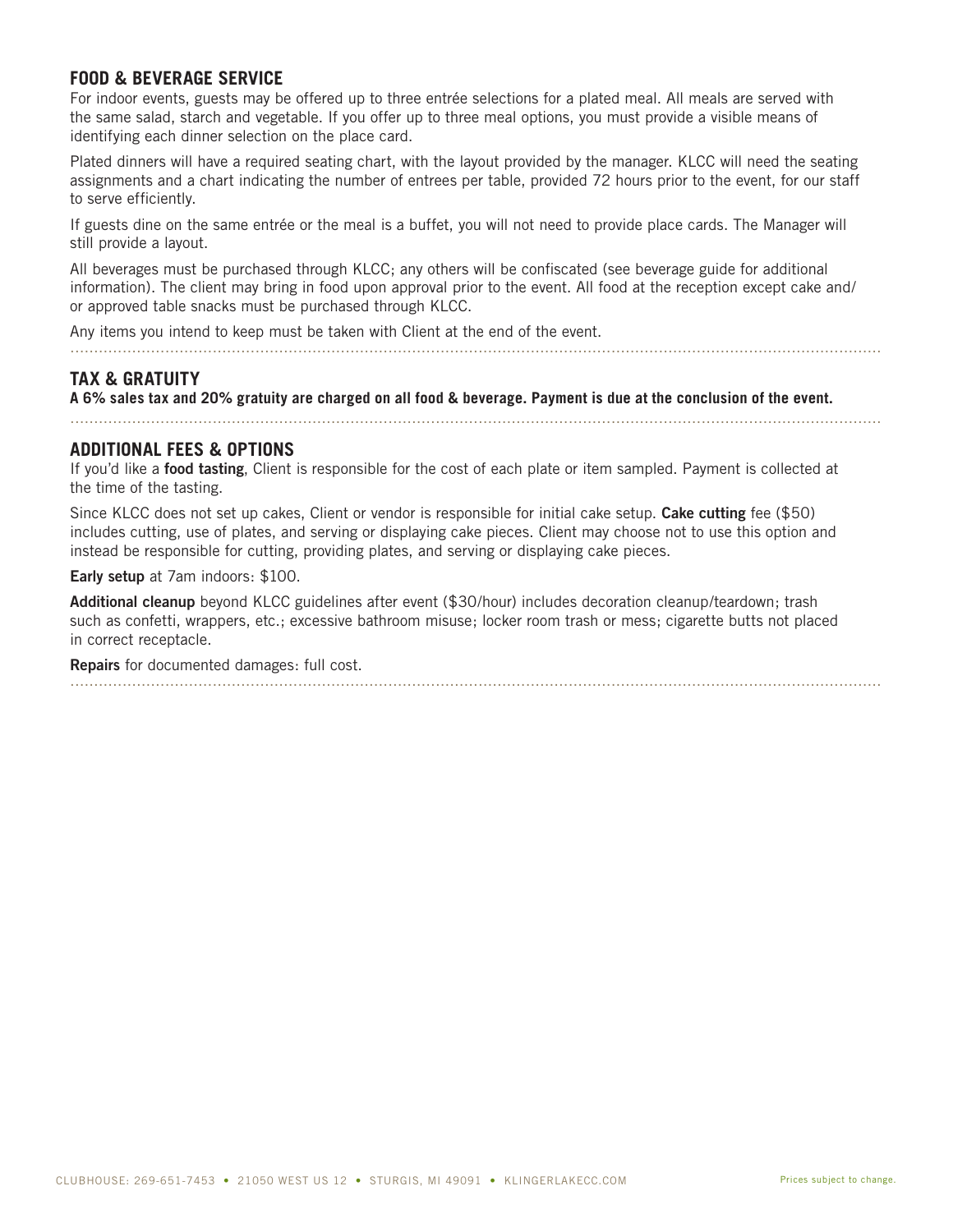## FOOD & BEVERAGE SERVICE

For indoor events, guests may be offered up to three entrée selections for a plated meal. All meals are served with the same salad, starch and vegetable. If you offer up to three meal options, you must provide a visible means of identifying each dinner selection on the place card.

Plated dinners will have a required seating chart, with the layout provided by the manager. KLCC will need the seating assignments and a chart indicating the number of entrees per table, provided 72 hours prior to the event, for our staff to serve efficiently.

If guests dine on the same entrée or the meal is a buffet, you will not need to provide place cards. The Manager will still provide a layout.

All beverages must be purchased through KLCC; any others will be confiscated (see beverage guide for additional information). The client may bring in food upon approval prior to the event. All food at the reception except cake and/or approved table snacks must be purchased through KLCC.

Any items you intend to keep must be taken with Client at the end of the event.

## TAX & GRATUITY

**A 6% sales tax and 20% gratuity are charged on all food & beverage. Payment is due at the conclusion of the event.**

## ADDITIONAL FEES & OPTIONS

If you'd like a **food tasting**, Client is responsible for the cost of each plate or item sampled. Payment is collected at the time of the tasting.

Since KLCC does not set up cakes, Client or vendor is responsible for initial cake setup. **Cake cutting** fee ($50) includes cutting, use of plates, and serving or displaying cake pieces. Client may choose not to use this option and instead be responsible for cutting, providing plates, and serving or displaying cake pieces.

**Early setup** at 7am indoors: $100.

**Additional cleanup** beyond KLCC guidelines after event ($30/hour) includes decoration cleanup/teardown; trash such as confetti, wrappers, etc.; excessive bathroom misuse; locker room trash or mess; cigarette butts not placed in correct receptacle.

**Repairs** for documented damages: full cost.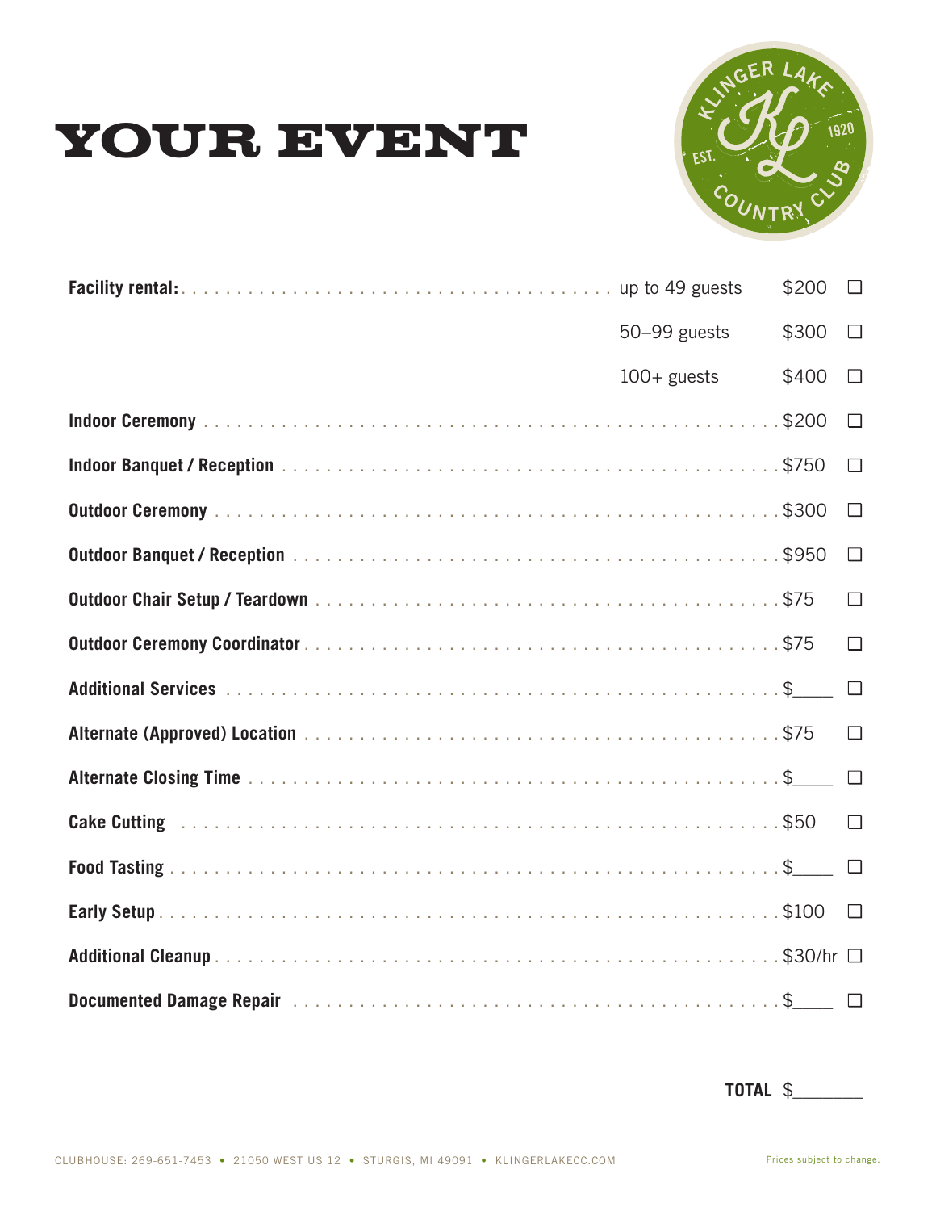# YOUR EVENT

| Item | Details | Price | |
|---|---|---|---|
| **Facility rental:** | up to 49 guests | $200 | ☐ |
| | 50–99 guests | $300 | ☐ |
| | 100+ guests | $400 | ☐ |
| **Indoor Ceremony** | | $200 | ☐ |
| **Indoor Banquet / Reception** | | $750 | ☐ |
| **Outdoor Ceremony** | | $300 | ☐ |
| **Outdoor Banquet / Reception** | | $950 | ☐ |
| **Outdoor Chair Setup / Teardown** | | $75 | ☐ |
| **Outdoor Ceremony Coordinator** | | $75 | ☐ |
| **Additional Services** | | $____ | ☐ |
| **Alternate (Approved) Location** | | $75 | ☐ |
| **Alternate Closing Time** | | $____ | ☐ |
| **Cake Cutting** | | $50 | ☐ |
| **Food Tasting** | | $____ | ☐ |
| **Early Setup** | | $100 | ☐ |
| **Additional Cleanup** | | $30/hr | ☐ |
| **Documented Damage Repair** | | $____ | ☐ |

**TOTAL** $_______

CLUBHOUSE: 269-651-7453 • 21050 WEST US 12 • STURGIS, MI 49091 • KLINGERLAKECC.COM

Prices subject to change.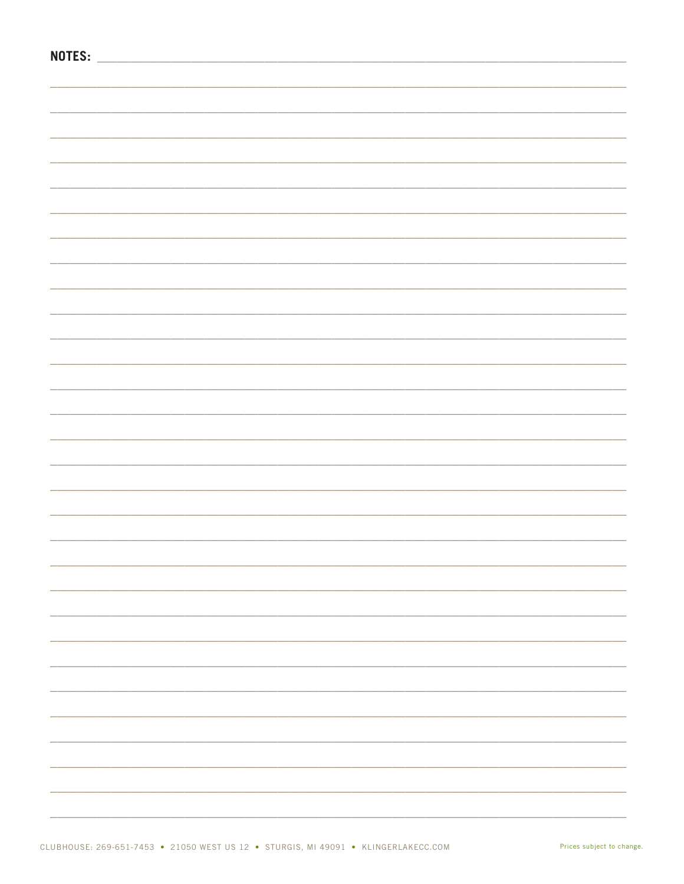**NOTES:**

Prices subject to change.